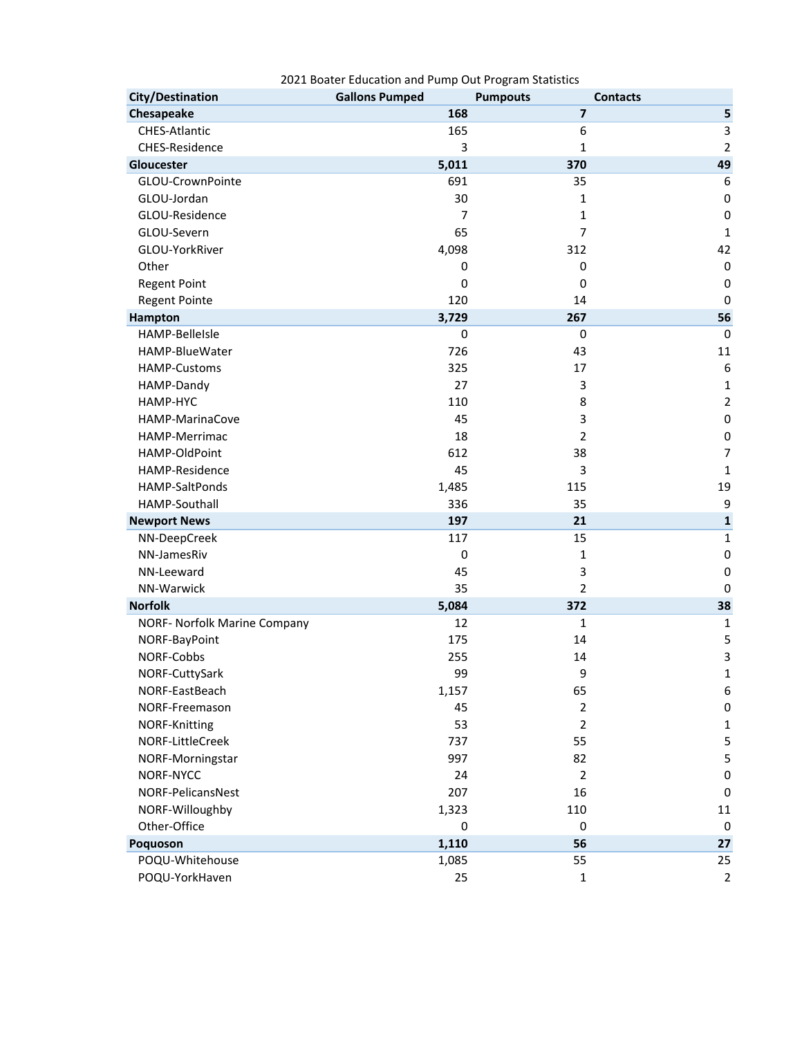2021 Boater Education and Pump Out Program Statistics

| City/Destination | Gallons Pumped | Pumpouts | Contacts |
|---|---|---|---|
| **Chesapeake** | **168** | **7** | **5** |
| CHES-Atlantic | 165 | 6 | 3 |
| CHES-Residence | 3 | 1 | 2 |
| **Gloucester** | **5,011** | **370** | **49** |
| GLOU-CrownPointe | 691 | 35 | 6 |
| GLOU-Jordan | 30 | 1 | 0 |
| GLOU-Residence | 7 | 1 | 0 |
| GLOU-Severn | 65 | 7 | 1 |
| GLOU-YorkRiver | 4,098 | 312 | 42 |
| Other | 0 | 0 | 0 |
| Regent Point | 0 | 0 | 0 |
| Regent Pointe | 120 | 14 | 0 |
| **Hampton** | **3,729** | **267** | **56** |
| HAMP-BelleIsle | 0 | 0 | 0 |
| HAMP-BlueWater | 726 | 43 | 11 |
| HAMP-Customs | 325 | 17 | 6 |
| HAMP-Dandy | 27 | 3 | 1 |
| HAMP-HYC | 110 | 8 | 2 |
| HAMP-MarinaCove | 45 | 3 | 0 |
| HAMP-Merrimac | 18 | 2 | 0 |
| HAMP-OldPoint | 612 | 38 | 7 |
| HAMP-Residence | 45 | 3 | 1 |
| HAMP-SaltPonds | 1,485 | 115 | 19 |
| HAMP-Southall | 336 | 35 | 9 |
| **Newport News** | **197** | **21** | **1** |
| NN-DeepCreek | 117 | 15 | 1 |
| NN-JamesRiv | 0 | 1 | 0 |
| NN-Leeward | 45 | 3 | 0 |
| NN-Warwick | 35 | 2 | 0 |
| **Norfolk** | **5,084** | **372** | **38** |
| NORF- Norfolk Marine Company | 12 | 1 | 1 |
| NORF-BayPoint | 175 | 14 | 5 |
| NORF-Cobbs | 255 | 14 | 3 |
| NORF-CuttySark | 99 | 9 | 1 |
| NORF-EastBeach | 1,157 | 65 | 6 |
| NORF-Freemason | 45 | 2 | 0 |
| NORF-Knitting | 53 | 2 | 1 |
| NORF-LittleCreek | 737 | 55 | 5 |
| NORF-Morningstar | 997 | 82 | 5 |
| NORF-NYCC | 24 | 2 | 0 |
| NORF-PelicansNest | 207 | 16 | 0 |
| NORF-Willoughby | 1,323 | 110 | 11 |
| Other-Office | 0 | 0 | 0 |
| **Poquoson** | **1,110** | **56** | **27** |
| POQU-Whitehouse | 1,085 | 55 | 25 |
| POQU-YorkHaven | 25 | 1 | 2 |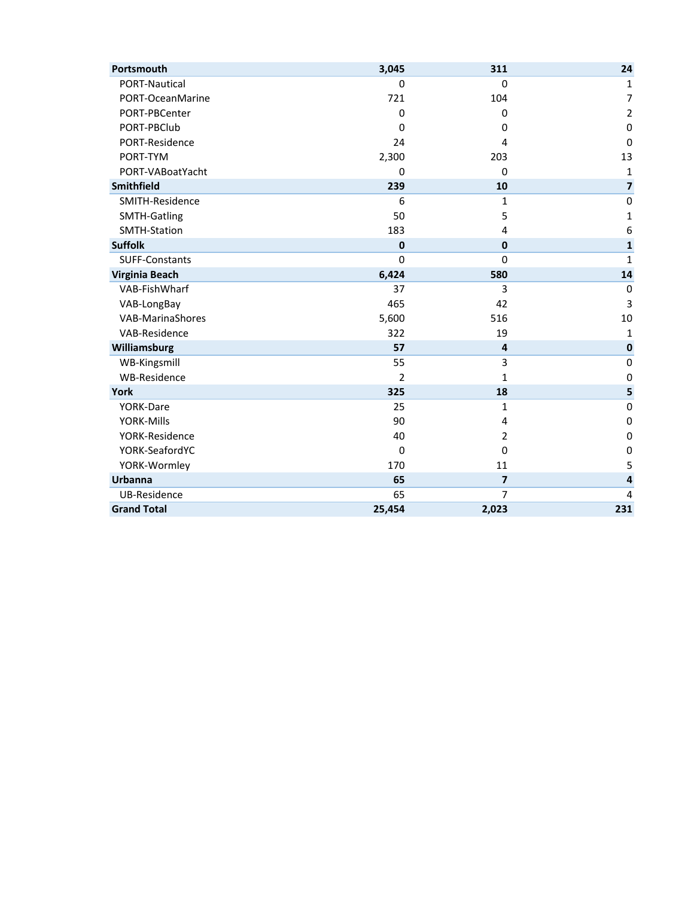| | | | |
|---|---|---|---|
| **Portsmouth** | **3,045** | **311** | **24** |
| PORT-Nautical | 0 | 0 | 1 |
| PORT-OceanMarine | 721 | 104 | 7 |
| PORT-PBCenter | 0 | 0 | 2 |
| PORT-PBClub | 0 | 0 | 0 |
| PORT-Residence | 24 | 4 | 0 |
| PORT-TYM | 2,300 | 203 | 13 |
| PORT-VABoatYacht | 0 | 0 | 1 |
| **Smithfield** | **239** | **10** | **7** |
| SMITH-Residence | 6 | 1 | 0 |
| SMTH-Gatling | 50 | 5 | 1 |
| SMTH-Station | 183 | 4 | 6 |
| **Suffolk** | **0** | **0** | **1** |
| SUFF-Constants | 0 | 0 | 1 |
| **Virginia Beach** | **6,424** | **580** | **14** |
| VAB-FishWharf | 37 | 3 | 0 |
| VAB-LongBay | 465 | 42 | 3 |
| VAB-MarinaShores | 5,600 | 516 | 10 |
| VAB-Residence | 322 | 19 | 1 |
| **Williamsburg** | **57** | **4** | **0** |
| WB-Kingsmill | 55 | 3 | 0 |
| WB-Residence | 2 | 1 | 0 |
| **York** | **325** | **18** | **5** |
| YORK-Dare | 25 | 1 | 0 |
| YORK-Mills | 90 | 4 | 0 |
| YORK-Residence | 40 | 2 | 0 |
| YORK-SeafordYC | 0 | 0 | 0 |
| YORK-Wormley | 170 | 11 | 5 |
| **Urbanna** | **65** | **7** | **4** |
| UB-Residence | 65 | 7 | 4 |
| **Grand Total** | **25,454** | **2,023** | **231** |